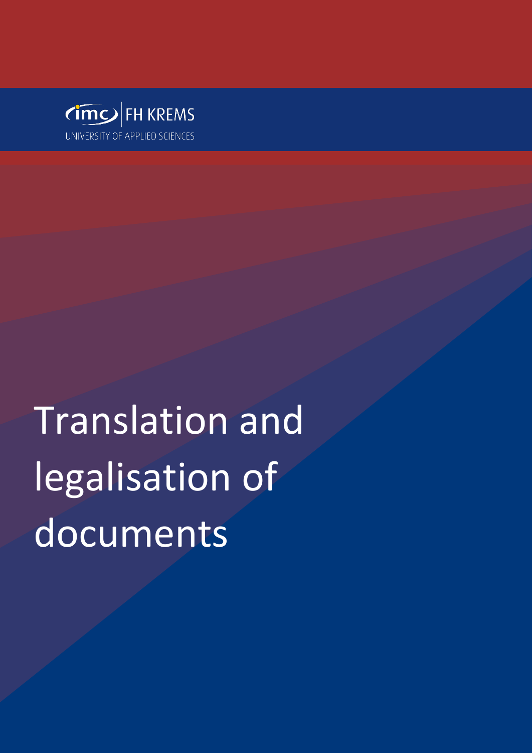imc FH KREMS

UNIVERSITY OF APPLIED SCIENCES

# Translation and legalisation of documents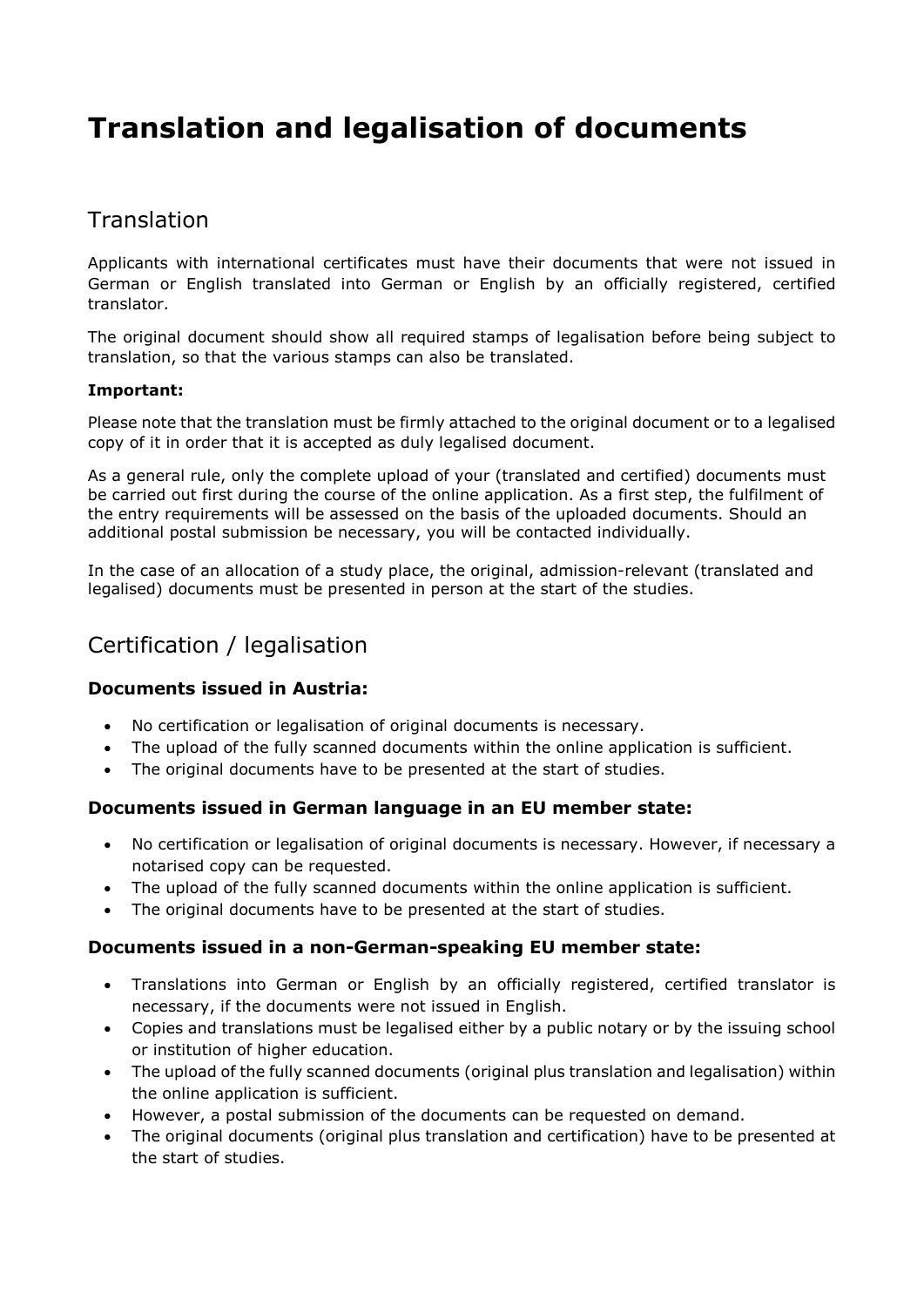# Translation and legalisation of documents

## Translation

Applicants with international certificates must have their documents that were not issued in German or English translated into German or English by an officially registered, certified translator.

The original document should show all required stamps of legalisation before being subject to translation, so that the various stamps can also be translated.

**Important:**

Please note that the translation must be firmly attached to the original document or to a legalised copy of it in order that it is accepted as duly legalised document.

As a general rule, only the complete upload of your (translated and certified) documents must be carried out first during the course of the online application. As a first step, the fulfilment of the entry requirements will be assessed on the basis of the uploaded documents. Should an additional postal submission be necessary, you will be contacted individually.

In the case of an allocation of a study place, the original, admission-relevant (translated and legalised) documents must be presented in person at the start of the studies.

## Certification / legalisation

### Documents issued in Austria:

- No certification or legalisation of original documents is necessary.
- The upload of the fully scanned documents within the online application is sufficient.
- The original documents have to be presented at the start of studies.

### Documents issued in German language in an EU member state:

- No certification or legalisation of original documents is necessary. However, if necessary a notarised copy can be requested.
- The upload of the fully scanned documents within the online application is sufficient.
- The original documents have to be presented at the start of studies.

### Documents issued in a non-German-speaking EU member state:

- Translations into German or English by an officially registered, certified translator is necessary, if the documents were not issued in English.
- Copies and translations must be legalised either by a public notary or by the issuing school or institution of higher education.
- The upload of the fully scanned documents (original plus translation and legalisation) within the online application is sufficient.
- However, a postal submission of the documents can be requested on demand.
- The original documents (original plus translation and certification) have to be presented at the start of studies.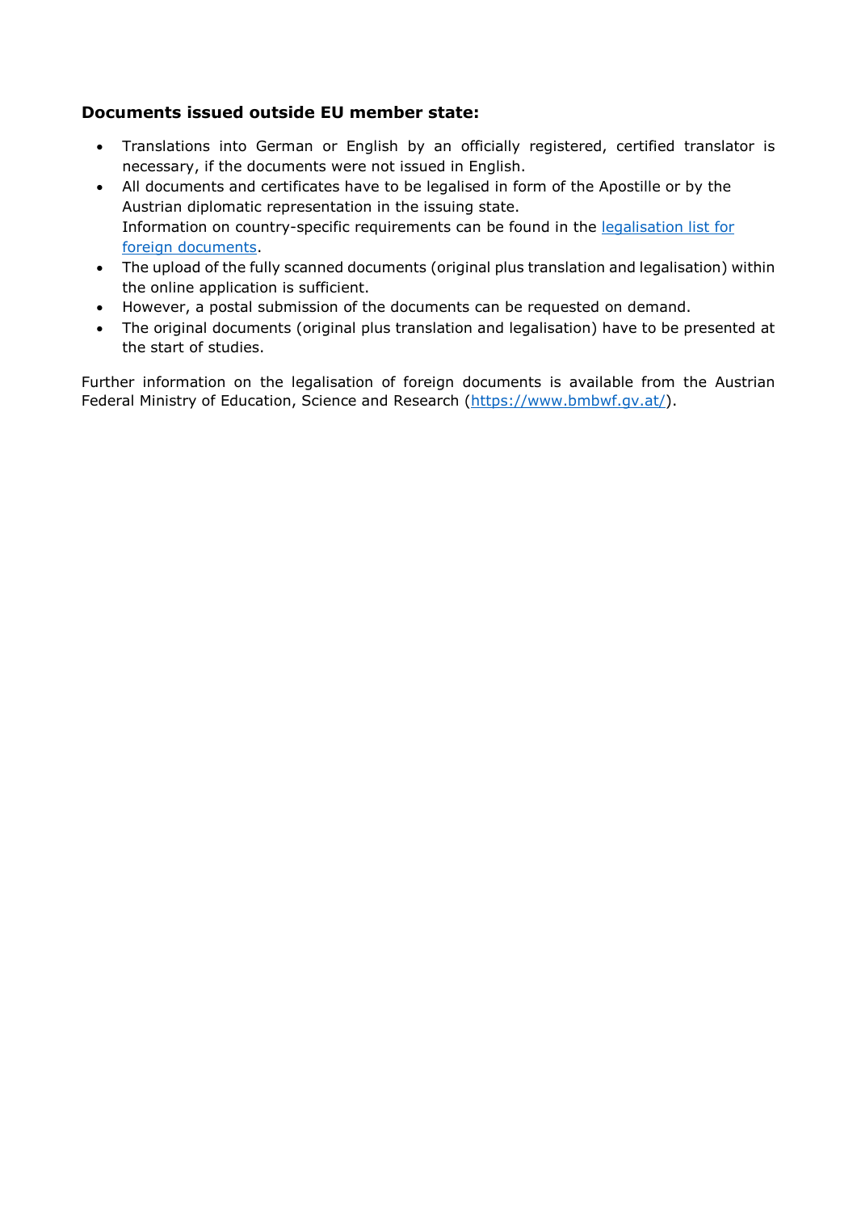**Documents issued outside EU member state:**

- Translations into German or English by an officially registered, certified translator is necessary, if the documents were not issued in English.
- All documents and certificates have to be legalised in form of the Apostille or by the Austrian diplomatic representation in the issuing state.
  Information on country-specific requirements can be found in the legalisation list for foreign documents.
- The upload of the fully scanned documents (original plus translation and legalisation) within the online application is sufficient.
- However, a postal submission of the documents can be requested on demand.
- The original documents (original plus translation and legalisation) have to be presented at the start of studies.

Further information on the legalisation of foreign documents is available from the Austrian Federal Ministry of Education, Science and Research (https://www.bmbwf.gv.at/).